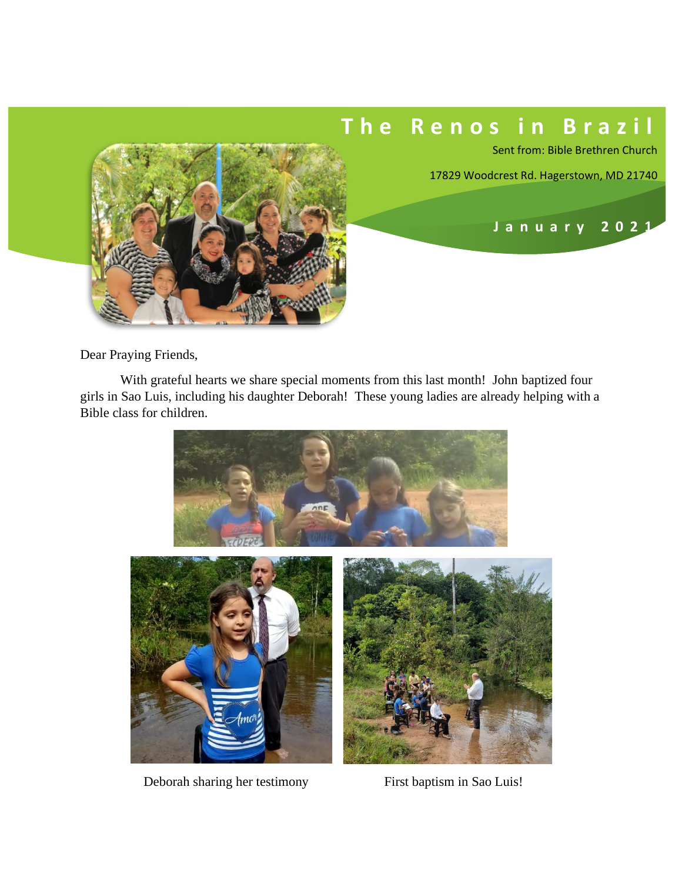# The Renos in Brazil

Sent from: Bible Brethren Church

17829 Woodcrest Rd. Hagerstown, MD 21740

**January 2021**

Dear Praying Friends,

With grateful hearts we share special moments from this last month! John baptized four girls in Sao Luis, including his daughter Deborah! These young ladies are already helping with a Bible class for children.

Deborah sharing her testimony

First baptism in Sao Luis!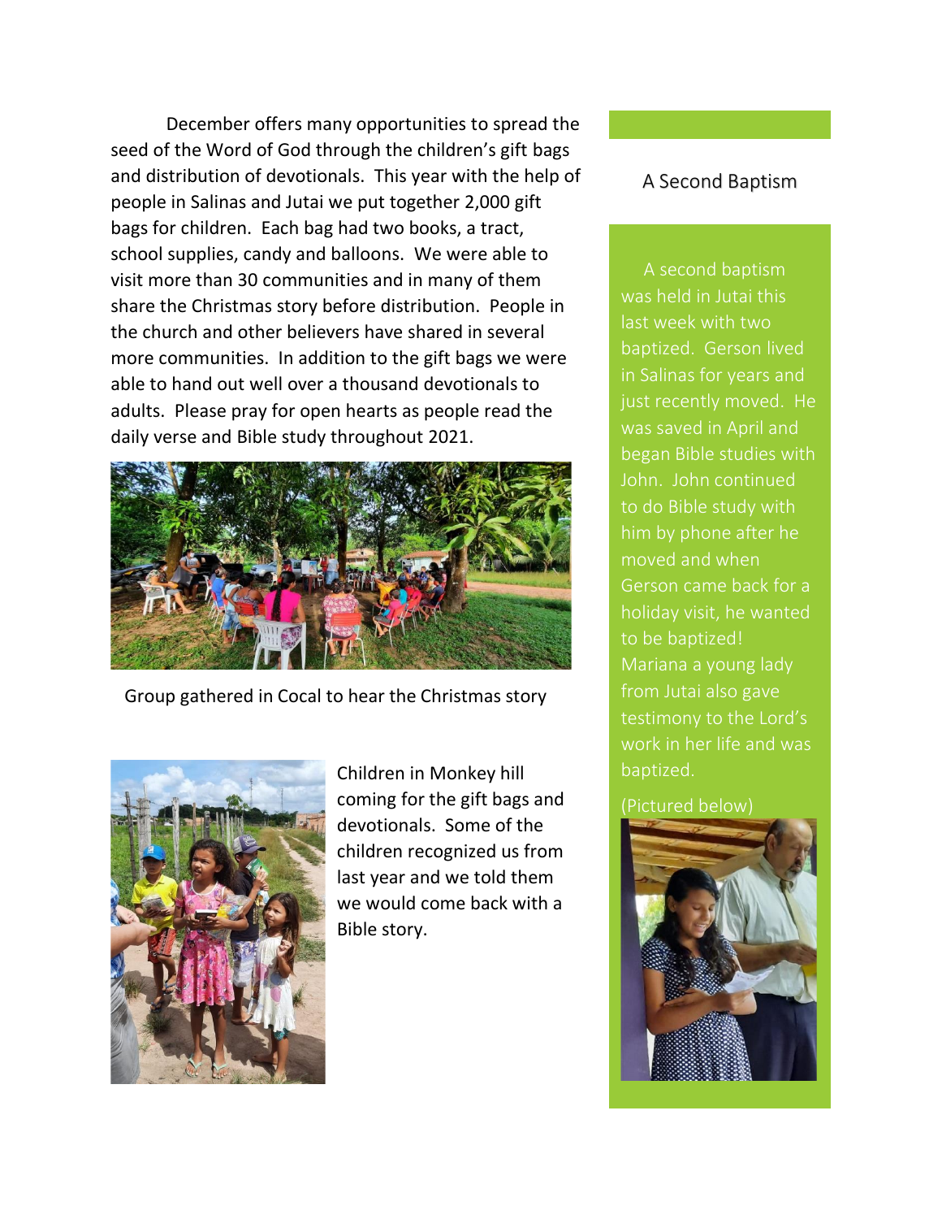December offers many opportunities to spread the seed of the Word of God through the children's gift bags and distribution of devotionals. This year with the help of people in Salinas and Jutai we put together 2,000 gift bags for children. Each bag had two books, a tract, school supplies, candy and balloons. We were able to visit more than 30 communities and in many of them share the Christmas story before distribution. People in the church and other believers have shared in several more communities. In addition to the gift bags we were able to hand out well over a thousand devotionals to adults. Please pray for open hearts as people read the daily verse and Bible study throughout 2021.

Group gathered in Cocal to hear the Christmas story

Children in Monkey hill coming for the gift bags and devotionals. Some of the children recognized us from last year and we told them we would come back with a Bible story.

## A Second Baptism

A second baptism was held in Jutai this last week with two baptized. Gerson lived in Salinas for years and just recently moved. He was saved in April and began Bible studies with John. John continued to do Bible study with him by phone after he moved and when Gerson came back for a holiday visit, he wanted to be baptized! Mariana a young lady from Jutai also gave testimony to the Lord's work in her life and was baptized.

(Pictured below)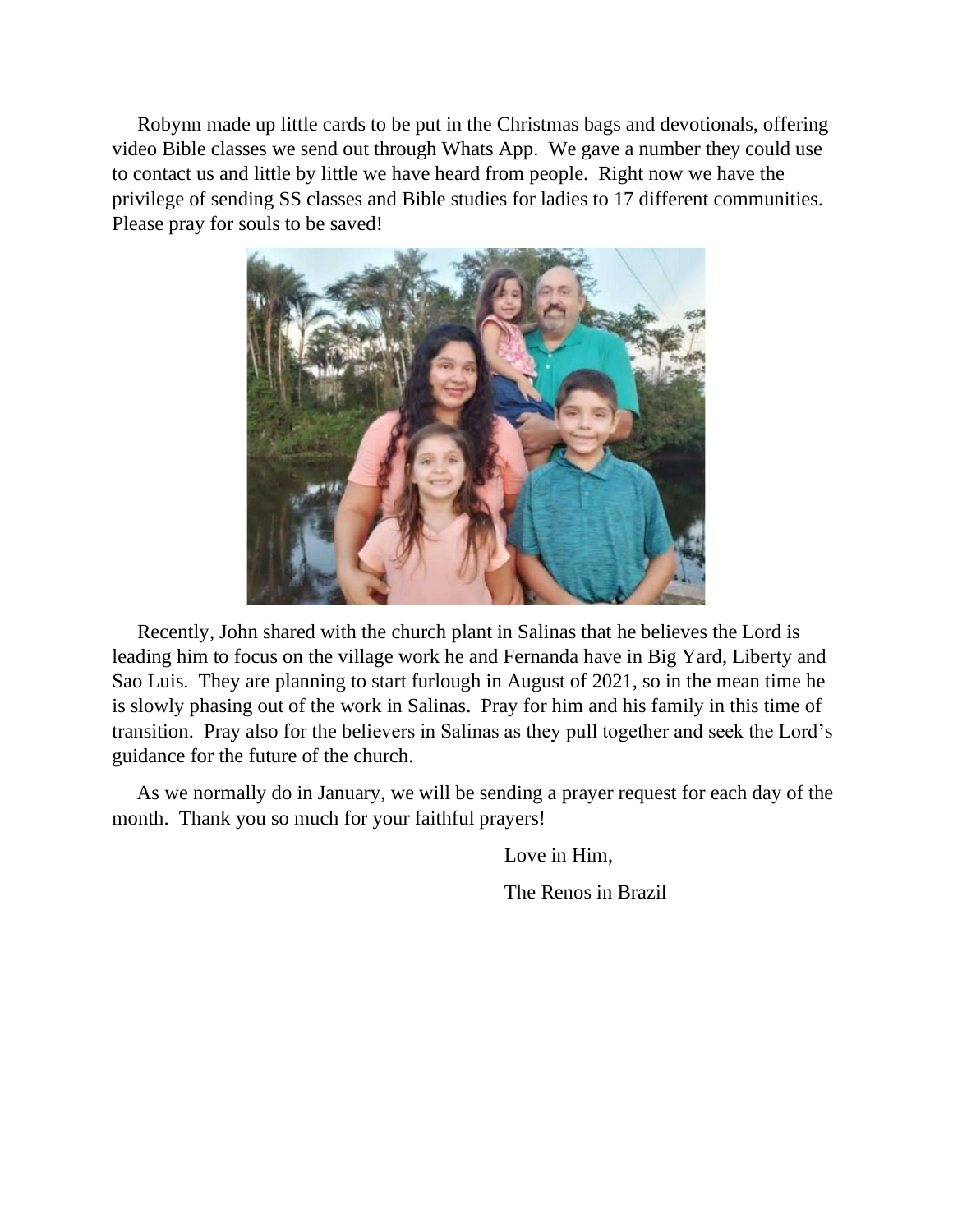Robynn made up little cards to be put in the Christmas bags and devotionals, offering video Bible classes we send out through Whats App. We gave a number they could use to contact us and little by little we have heard from people. Right now we have the privilege of sending SS classes and Bible studies for ladies to 17 different communities. Please pray for souls to be saved!

Recently, John shared with the church plant in Salinas that he believes the Lord is leading him to focus on the village work he and Fernanda have in Big Yard, Liberty and Sao Luis. They are planning to start furlough in August of 2021, so in the mean time he is slowly phasing out of the work in Salinas. Pray for him and his family in this time of transition. Pray also for the believers in Salinas as they pull together and seek the Lord's guidance for the future of the church.

As we normally do in January, we will be sending a prayer request for each day of the month. Thank you so much for your faithful prayers!

Love in Him,

The Renos in Brazil